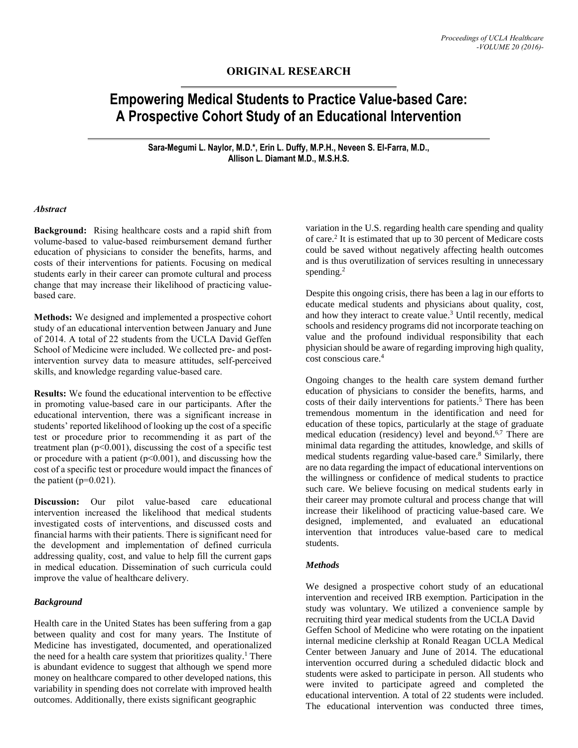**ORIGINAL RESEARCH**

# Empowering Medical Students to Practice Value-based Care: A Prospective Cohort Study of an Educational Intervention

**Sara-Megumi L. Naylor, M.D.*, Erin L. Duffy, M.P.H., Neveen S. El-Farra, M.D., Allison L. Diamant M.D., M.S.H.S.**

### *Abstract*

**Background:** Rising healthcare costs and a rapid shift from volume-based to value-based reimbursement demand further education of physicians to consider the benefits, harms, and costs of their interventions for patients. Focusing on medical students early in their career can promote cultural and process change that may increase their likelihood of practicing value-based care.

**Methods:** We designed and implemented a prospective cohort study of an educational intervention between January and June of 2014. A total of 22 students from the UCLA David Geffen School of Medicine were included. We collected pre- and post-intervention survey data to measure attitudes, self-perceived skills, and knowledge regarding value-based care.

**Results:** We found the educational intervention to be effective in promoting value-based care in our participants. After the educational intervention, there was a significant increase in students' reported likelihood of looking up the cost of a specific test or procedure prior to recommending it as part of the treatment plan ($p<0.001$), discussing the cost of a specific test or procedure with a patient ($p<0.001$), and discussing how the cost of a specific test or procedure would impact the finances of the patient ($p=0.021$).

**Discussion:** Our pilot value-based care educational intervention increased the likelihood that medical students investigated costs of interventions, and discussed costs and financial harms with their patients. There is significant need for the development and implementation of defined curricula addressing quality, cost, and value to help fill the current gaps in medical education. Dissemination of such curricula could improve the value of healthcare delivery.

### *Background*

Health care in the United States has been suffering from a gap between quality and cost for many years. The Institute of Medicine has investigated, documented, and operationalized the need for a health care system that prioritizes quality.[1] There is abundant evidence to suggest that although we spend more money on healthcare compared to other developed nations, this variability in spending does not correlate with improved health outcomes. Additionally, there exists significant geographic variation in the U.S. regarding health care spending and quality of care.[2] It is estimated that up to 30 percent of Medicare costs could be saved without negatively affecting health outcomes and is thus overutilization of services resulting in unnecessary spending.[2]

Despite this ongoing crisis, there has been a lag in our efforts to educate medical students and physicians about quality, cost, and how they interact to create value.[3] Until recently, medical schools and residency programs did not incorporate teaching on value and the profound individual responsibility that each physician should be aware of regarding improving high quality, cost conscious care.[4]

Ongoing changes to the health care system demand further education of physicians to consider the benefits, harms, and costs of their daily interventions for patients.[5] There has been tremendous momentum in the identification and need for education of these topics, particularly at the stage of graduate medical education (residency) level and beyond.[6,7] There are minimal data regarding the attitudes, knowledge, and skills of medical students regarding value-based care.[8] Similarly, there are no data regarding the impact of educational interventions on the willingness or confidence of medical students to practice such care. We believe focusing on medical students early in their career may promote cultural and process change that will increase their likelihood of practicing value-based care. We designed, implemented, and evaluated an educational intervention that introduces value-based care to medical students.

### *Methods*

We designed a prospective cohort study of an educational intervention and received IRB exemption. Participation in the study was voluntary. We utilized a convenience sample by recruiting third year medical students from the UCLA David Geffen School of Medicine who were rotating on the inpatient internal medicine clerkship at Ronald Reagan UCLA Medical Center between January and June of 2014. The educational intervention occurred during a scheduled didactic block and students were asked to participate in person. All students who were invited to participate agreed and completed the educational intervention. A total of 22 students were included. The educational intervention was conducted three times,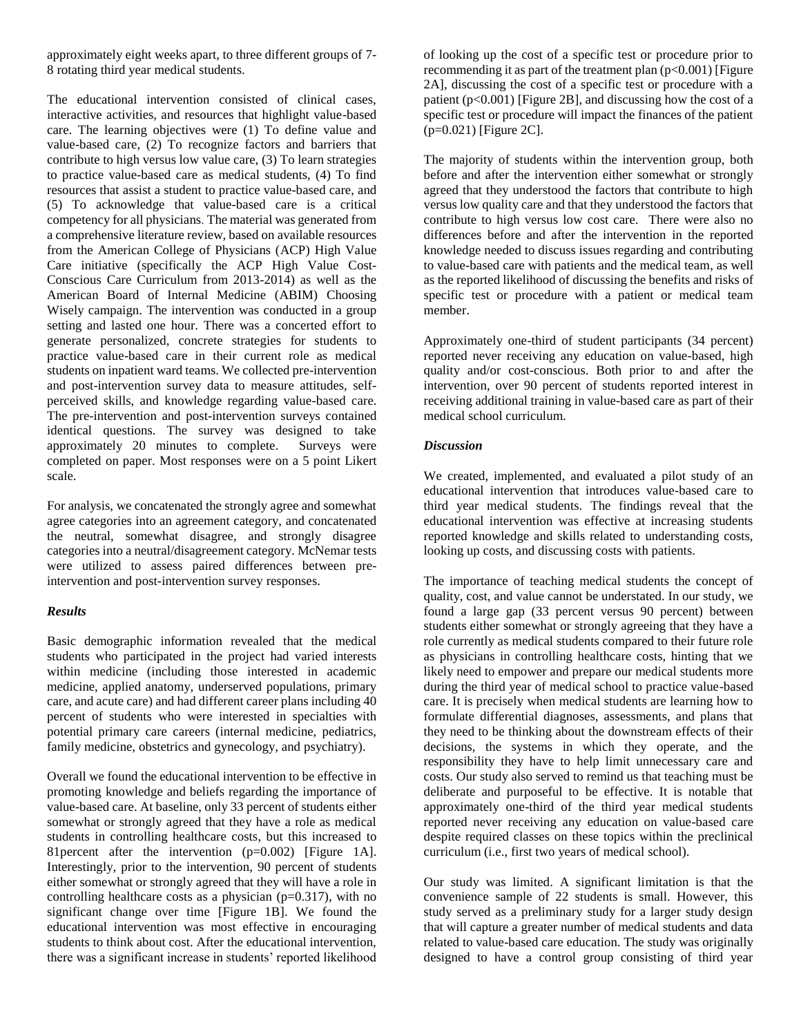approximately eight weeks apart, to three different groups of 7-8 rotating third year medical students.

The educational intervention consisted of clinical cases, interactive activities, and resources that highlight value-based care. The learning objectives were (1) To define value and value-based care, (2) To recognize factors and barriers that contribute to high versus low value care, (3) To learn strategies to practice value-based care as medical students, (4) To find resources that assist a student to practice value-based care, and (5) To acknowledge that value-based care is a critical competency for all physicians. The material was generated from a comprehensive literature review, based on available resources from the American College of Physicians (ACP) High Value Care initiative (specifically the ACP High Value Cost-Conscious Care Curriculum from 2013-2014) as well as the American Board of Internal Medicine (ABIM) Choosing Wisely campaign. The intervention was conducted in a group setting and lasted one hour. There was a concerted effort to generate personalized, concrete strategies for students to practice value-based care in their current role as medical students on inpatient ward teams. We collected pre-intervention and post-intervention survey data to measure attitudes, self-perceived skills, and knowledge regarding value-based care. The pre-intervention and post-intervention surveys contained identical questions. The survey was designed to take approximately 20 minutes to complete. Surveys were completed on paper. Most responses were on a 5 point Likert scale.

For analysis, we concatenated the strongly agree and somewhat agree categories into an agreement category, and concatenated the neutral, somewhat disagree, and strongly disagree categories into a neutral/disagreement category. McNemar tests were utilized to assess paired differences between pre-intervention and post-intervention survey responses.

### *Results*

Basic demographic information revealed that the medical students who participated in the project had varied interests within medicine (including those interested in academic medicine, applied anatomy, underserved populations, primary care, and acute care) and had different career plans including 40 percent of students who were interested in specialties with potential primary care careers (internal medicine, pediatrics, family medicine, obstetrics and gynecology, and psychiatry).

Overall we found the educational intervention to be effective in promoting knowledge and beliefs regarding the importance of value-based care. At baseline, only 33 percent of students either somewhat or strongly agreed that they have a role as medical students in controlling healthcare costs, but this increased to 81percent after the intervention ($p=0.002$) [Figure 1A]. Interestingly, prior to the intervention, 90 percent of students either somewhat or strongly agreed that they will have a role in controlling healthcare costs as a physician ($p=0.317$), with no significant change over time [Figure 1B]. We found the educational intervention was most effective in encouraging students to think about cost. After the educational intervention, there was a significant increase in students' reported likelihood of looking up the cost of a specific test or procedure prior to recommending it as part of the treatment plan ($p<0.001$) [Figure 2A], discussing the cost of a specific test or procedure with a patient ($p<0.001$) [Figure 2B], and discussing how the cost of a specific test or procedure will impact the finances of the patient ($p=0.021$) [Figure 2C].

The majority of students within the intervention group, both before and after the intervention either somewhat or strongly agreed that they understood the factors that contribute to high versus low quality care and that they understood the factors that contribute to high versus low cost care. There were also no differences before and after the intervention in the reported knowledge needed to discuss issues regarding and contributing to value-based care with patients and the medical team, as well as the reported likelihood of discussing the benefits and risks of specific test or procedure with a patient or medical team member.

Approximately one-third of student participants (34 percent) reported never receiving any education on value-based, high quality and/or cost-conscious. Both prior to and after the intervention, over 90 percent of students reported interest in receiving additional training in value-based care as part of their medical school curriculum.

### *Discussion*

We created, implemented, and evaluated a pilot study of an educational intervention that introduces value-based care to third year medical students. The findings reveal that the educational intervention was effective at increasing students reported knowledge and skills related to understanding costs, looking up costs, and discussing costs with patients.

The importance of teaching medical students the concept of quality, cost, and value cannot be understated. In our study, we found a large gap (33 percent versus 90 percent) between students either somewhat or strongly agreeing that they have a role currently as medical students compared to their future role as physicians in controlling healthcare costs, hinting that we likely need to empower and prepare our medical students more during the third year of medical school to practice value-based care. It is precisely when medical students are learning how to formulate differential diagnoses, assessments, and plans that they need to be thinking about the downstream effects of their decisions, the systems in which they operate, and the responsibility they have to help limit unnecessary care and costs. Our study also served to remind us that teaching must be deliberate and purposeful to be effective. It is notable that approximately one-third of the third year medical students reported never receiving any education on value-based care despite required classes on these topics within the preclinical curriculum (i.e., first two years of medical school).

Our study was limited. A significant limitation is that the convenience sample of 22 students is small. However, this study served as a preliminary study for a larger study design that will capture a greater number of medical students and data related to value-based care education. The study was originally designed to have a control group consisting of third year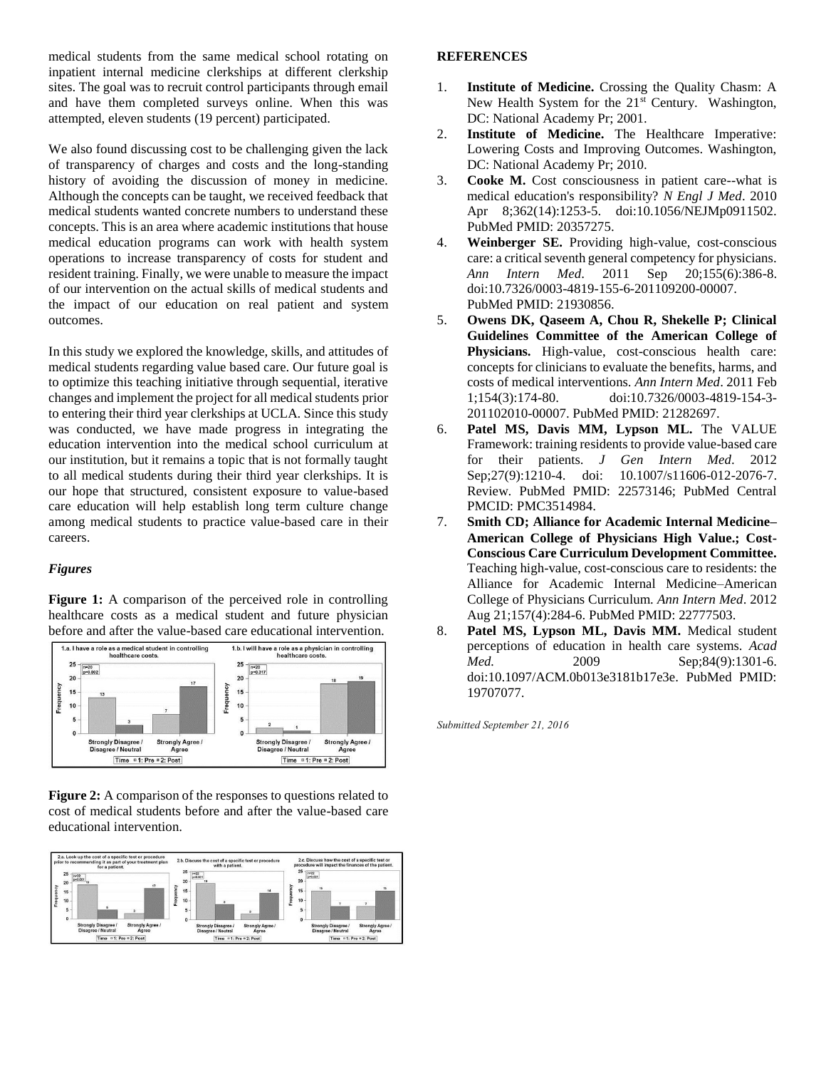medical students from the same medical school rotating on inpatient internal medicine clerkships at different clerkship sites. The goal was to recruit control participants through email and have them completed surveys online. When this was attempted, eleven students (19 percent) participated.

We also found discussing cost to be challenging given the lack of transparency of charges and costs and the long-standing history of avoiding the discussion of money in medicine. Although the concepts can be taught, we received feedback that medical students wanted concrete numbers to understand these concepts. This is an area where academic institutions that house medical education programs can work with health system operations to increase transparency of costs for student and resident training. Finally, we were unable to measure the impact of our intervention on the actual skills of medical students and the impact of our education on real patient and system outcomes.

In this study we explored the knowledge, skills, and attitudes of medical students regarding value based care. Our future goal is to optimize this teaching initiative through sequential, iterative changes and implement the project for all medical students prior to entering their third year clerkships at UCLA. Since this study was conducted, we have made progress in integrating the education intervention into the medical school curriculum at our institution, but it remains a topic that is not formally taught to all medical students during their third year clerkships. It is our hope that structured, consistent exposure to value-based care education will help establish long term culture change among medical students to practice value-based care in their careers.

### *Figures*

**Figure 1:** A comparison of the perceived role in controlling healthcare costs as a medical student and future physician before and after the value-based care educational intervention.

1.a. I have a role as a medical student in controlling healthcare costs.
n=20
p=0.002
Frequency
13
3
7
17
Strongly Disagree / Disagree / Neutral
Strongly Agree / Agree
Time ■1: Pre ■2: Post

1.b. I will have a role as a physician in controlling healthcare costs.
n=20
p=0.317
Frequency
2
1
18
19
Strongly Disagree / Disagree / Neutral
Strongly Agree / Agree
Time ■1: Pre ■2: Post

**Figure 2:** A comparison of the responses to questions related to cost of medical students before and after the value-based care educational intervention.

2.a. Look up the cost of a specific test or procedure prior to recommending it as part of your treatment plan for a patient.
n=22
p<0.001
Frequency
19
5
3
17
Strongly Disagree / Disagree / Neutral
Strongly Agree / Agree
Time ■1: Pre ■2: Post

2.b. Discuss the cost of a specific test or procedure with a patient.
n=22
p=0.001
Frequency
19
8
3
14
Strongly Disagree / Disagree / Neutral
Strongly Agree / Agree
Time ■1: Pre ■2: Post

2.c. Discuss how the cost of a specific test or procedure will impact the finances of the patient.
n=22
p=0.021
Frequency
15
7
7
15
Strongly Disagree / Disagree / Neutral
Strongly Agree / Agree
Time ■1: Pre ■2: Post

## REFERENCES

1. **Institute of Medicine.** Crossing the Quality Chasm: A New Health System for the 21st Century. Washington, DC: National Academy Pr; 2001.
2. **Institute of Medicine.** The Healthcare Imperative: Lowering Costs and Improving Outcomes. Washington, DC: National Academy Pr; 2010.
3. **Cooke M.** Cost consciousness in patient care--what is medical education's responsibility? *N Engl J Med*. 2010 Apr 8;362(14):1253-5. doi:10.1056/NEJMp0911502. PubMed PMID: 20357275.
4. **Weinberger SE.** Providing high-value, cost-conscious care: a critical seventh general competency for physicians. *Ann Intern Med*. 2011 Sep 20;155(6):386-8. doi:10.7326/0003-4819-155-6-201109200-00007. PubMed PMID: 21930856.
5. **Owens DK, Qaseem A, Chou R, Shekelle P; Clinical Guidelines Committee of the American College of Physicians.** High-value, cost-conscious health care: concepts for clinicians to evaluate the benefits, harms, and costs of medical interventions. *Ann Intern Med*. 2011 Feb 1;154(3):174-80. doi:10.7326/0003-4819-154-3-201102010-00007. PubMed PMID: 21282697.
6. **Patel MS, Davis MM, Lypson ML.** The VALUE Framework: training residents to provide value-based care for their patients. *J Gen Intern Med*. 2012 Sep;27(9):1210-4. doi: 10.1007/s11606-012-2076-7. Review. PubMed PMID: 22573146; PubMed Central PMCID: PMC3514984.
7. **Smith CD; Alliance for Academic Internal Medicine–American College of Physicians High Value.; Cost-Conscious Care Curriculum Development Committee.** Teaching high-value, cost-conscious care to residents: the Alliance for Academic Internal Medicine–American College of Physicians Curriculum. *Ann Intern Med*. 2012 Aug 21;157(4):284-6. PubMed PMID: 22777503.
8. **Patel MS, Lypson ML, Davis MM.** Medical student perceptions of education in health care systems. *Acad Med.* 2009 Sep;84(9):1301-6. doi:10.1097/ACM.0b013e3181b17e3e. PubMed PMID: 19707077.

*Submitted September 21, 2016*